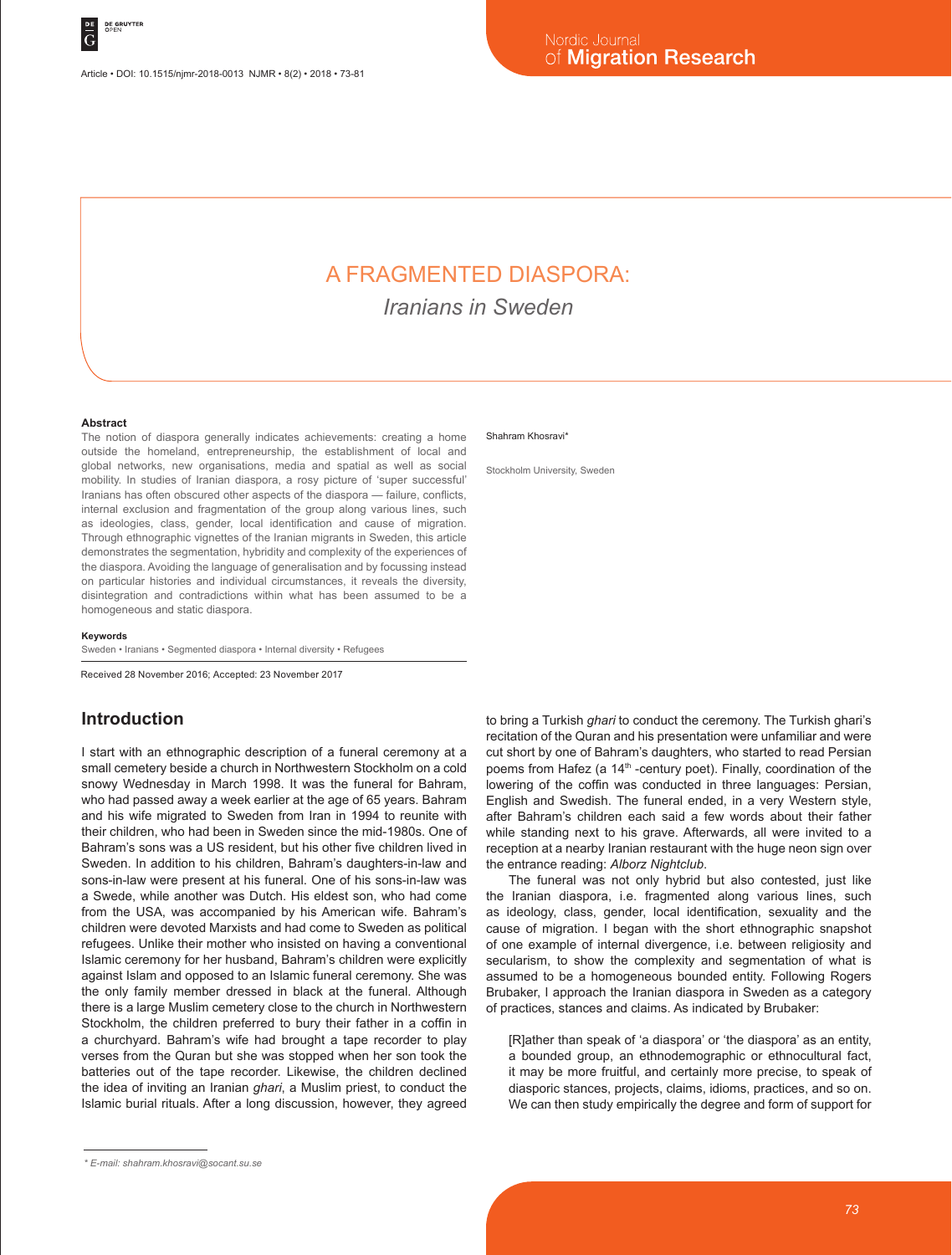# A FRAGMENTED DIASPORA:

## *Iranians in Sweden*

Shahram Khosravi*

Stockholm University, Sweden

### Abstract

The notion of diaspora generally indicates achievements: creating a home outside the homeland, entrepreneurship, the establishment of local and global networks, new organisations, media and spatial as well as social mobility. In studies of Iranian diaspora, a rosy picture of 'super successful' Iranians has often obscured other aspects of the diaspora — failure, conflicts, internal exclusion and fragmentation of the group along various lines, such as ideologies, class, gender, local identification and cause of migration. Through ethnographic vignettes of the Iranian migrants in Sweden, this article demonstrates the segmentation, hybridity and complexity of the experiences of the diaspora. Avoiding the language of generalisation and by focussing instead on particular histories and individual circumstances, it reveals the diversity, disintegration and contradictions within what has been assumed to be a homogeneous and static diaspora.

### Keywords

Sweden • Iranians • Segmented diaspora • Internal diversity • Refugees

Received 28 November 2016; Accepted: 23 November 2017

## Introduction

I start with an ethnographic description of a funeral ceremony at a small cemetery beside a church in Northwestern Stockholm on a cold snowy Wednesday in March 1998. It was the funeral for Bahram, who had passed away a week earlier at the age of 65 years. Bahram and his wife migrated to Sweden from Iran in 1994 to reunite with their children, who had been in Sweden since the mid-1980s. One of Bahram's sons was a US resident, but his other five children lived in Sweden. In addition to his children, Bahram's daughters-in-law and sons-in-law were present at his funeral. One of his sons-in-law was a Swede, while another was Dutch. His eldest son, who had come from the USA, was accompanied by his American wife. Bahram's children were devoted Marxists and had come to Sweden as political refugees. Unlike their mother who insisted on having a conventional Islamic ceremony for her husband, Bahram's children were explicitly against Islam and opposed to an Islamic funeral ceremony. She was the only family member dressed in black at the funeral. Although there is a large Muslim cemetery close to the church in Northwestern Stockholm, the children preferred to bury their father in a coffin in a churchyard. Bahram's wife had brought a tape recorder to play verses from the Quran but she was stopped when her son took the batteries out of the tape recorder. Likewise, the children declined the idea of inviting an Iranian *ghari*, a Muslim priest, to conduct the Islamic burial rituals. After a long discussion, however, they agreed to bring a Turkish *ghari* to conduct the ceremony. The Turkish ghari's recitation of the Quran and his presentation were unfamiliar and were cut short by one of Bahram's daughters, who started to read Persian poems from Hafez (a 14th -century poet). Finally, coordination of the lowering of the coffin was conducted in three languages: Persian, English and Swedish. The funeral ended, in a very Western style, after Bahram's children each said a few words about their father while standing next to his grave. Afterwards, all were invited to a reception at a nearby Iranian restaurant with the huge neon sign over the entrance reading: *Alborz Nightclub*.

The funeral was not only hybrid but also contested, just like the Iranian diaspora, i.e. fragmented along various lines, such as ideology, class, gender, local identification, sexuality and the cause of migration. I began with the short ethnographic snapshot of one example of internal divergence, i.e. between religiosity and secularism, to show the complexity and segmentation of what is assumed to be a homogeneous bounded entity. Following Rogers Brubaker, I approach the Iranian diaspora in Sweden as a category of practices, stances and claims. As indicated by Brubaker:

> [R]ather than speak of 'a diaspora' or 'the diaspora' as an entity, a bounded group, an ethnodemographic or ethnocultural fact, it may be more fruitful, and certainly more precise, to speak of diasporic stances, projects, claims, idioms, practices, and so on. We can then study empirically the degree and form of support for

\* E-mail: shahram.khosravi@socant.su.se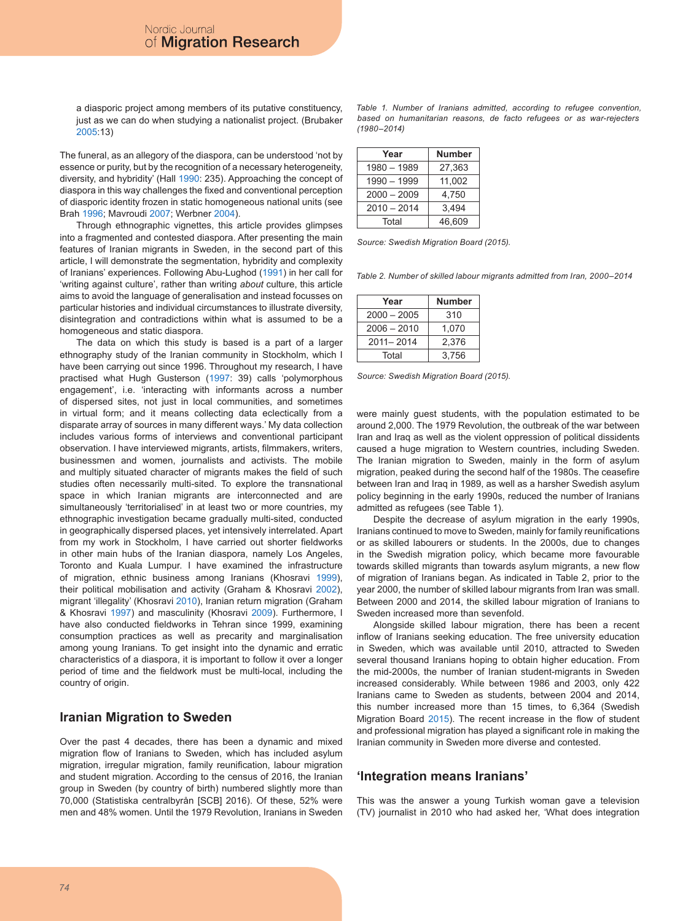a diasporic project among members of its putative constituency, just as we can do when studying a nationalist project. (Brubaker 2005:13)

The funeral, as an allegory of the diaspora, can be understood 'not by essence or purity, but by the recognition of a necessary heterogeneity, diversity, and hybridity' (Hall 1990: 235). Approaching the concept of diaspora in this way challenges the fixed and conventional perception of diasporic identity frozen in static homogeneous national units (see Brah 1996; Mavroudi 2007; Werbner 2004).

Through ethnographic vignettes, this article provides glimpses into a fragmented and contested diaspora. After presenting the main features of Iranian migrants in Sweden, in the second part of this article, I will demonstrate the segmentation, hybridity and complexity of Iranians' experiences. Following Abu-Lughod (1991) in her call for 'writing against culture', rather than writing *about* culture, this article aims to avoid the language of generalisation and instead focusses on particular histories and individual circumstances to illustrate diversity, disintegration and contradictions within what is assumed to be a homogeneous and static diaspora.

The data on which this study is based is a part of a larger ethnography study of the Iranian community in Stockholm, which I have been carrying out since 1996. Throughout my research, I have practised what Hugh Gusterson (1997: 39) calls 'polymorphous engagement', i.e. 'interacting with informants across a number of dispersed sites, not just in local communities, and sometimes in virtual form; and it means collecting data eclectically from a disparate array of sources in many different ways.' My data collection includes various forms of interviews and conventional participant observation. I have interviewed migrants, artists, filmmakers, writers, businessmen and women, journalists and activists. The mobile and multiply situated character of migrants makes the field of such studies often necessarily multi-sited. To explore the transnational space in which Iranian migrants are interconnected and are simultaneously 'territorialised' in at least two or more countries, my ethnographic investigation became gradually multi-sited, conducted in geographically dispersed places, yet intensively interrelated. Apart from my work in Stockholm, I have carried out shorter fieldworks in other main hubs of the Iranian diaspora, namely Los Angeles, Toronto and Kuala Lumpur. I have examined the infrastructure of migration, ethnic business among Iranians (Khosravi 1999), their political mobilisation and activity (Graham & Khosravi 2002), migrant 'illegality' (Khosravi 2010), Iranian return migration (Graham & Khosravi 1997) and masculinity (Khosravi 2009). Furthermore, I have also conducted fieldworks in Tehran since 1999, examining consumption practices as well as precarity and marginalisation among young Iranians. To get insight into the dynamic and erratic characteristics of a diaspora, it is important to follow it over a longer period of time and the fieldwork must be multi-local, including the country of origin.

## Iranian Migration to Sweden

Over the past 4 decades, there has been a dynamic and mixed migration flow of Iranians to Sweden, which has included asylum migration, irregular migration, family reunification, labour migration and student migration. According to the census of 2016, the Iranian group in Sweden (by country of birth) numbered slightly more than 70,000 (Statistiska centralbyrån [SCB] 2016). Of these, 52% were men and 48% women. Until the 1979 Revolution, Iranians in Sweden were mainly guest students, with the population estimated to be around 2,000. The 1979 Revolution, the outbreak of the war between Iran and Iraq as well as the violent oppression of political dissidents caused a huge migration to Western countries, including Sweden. The Iranian migration to Sweden, mainly in the form of asylum migration, peaked during the second half of the 1980s. The ceasefire between Iran and Iraq in 1989, as well as a harsher Swedish asylum policy beginning in the early 1990s, reduced the number of Iranians admitted as refugees (see Table 1).

*Table 1. Number of Iranians admitted, according to refugee convention, based on humanitarian reasons, de facto refugees or as war-rejecters (1980–2014)*

| Year | Number |
|---|---|
| 1980 – 1989 | 27,363 |
| 1990 – 1999 | 11,002 |
| 2000 – 2009 | 4,750 |
| 2010 – 2014 | 3,494 |
| Total | 46,609 |

*Source: Swedish Migration Board (2015).*

Despite the decrease of asylum migration in the early 1990s, Iranians continued to move to Sweden, mainly for family reunifications or as skilled labourers or students. In the 2000s, due to changes in the Swedish migration policy, which became more favourable towards skilled migrants than towards asylum migrants, a new flow of migration of Iranians began. As indicated in Table 2, prior to the year 2000, the number of skilled labour migrants from Iran was small. Between 2000 and 2014, the skilled labour migration of Iranians to Sweden increased more than sevenfold.

*Table 2. Number of skilled labour migrants admitted from Iran, 2000–2014*

| Year | Number |
|---|---|
| 2000 – 2005 | 310 |
| 2006 – 2010 | 1,070 |
| 2011– 2014 | 2,376 |
| Total | 3,756 |

*Source: Swedish Migration Board (2015).*

Alongside skilled labour migration, there has been a recent inflow of Iranians seeking education. The free university education in Sweden, which was available until 2010, attracted to Sweden several thousand Iranians hoping to obtain higher education. From the mid-2000s, the number of Iranian student-migrants in Sweden increased considerably. While between 1986 and 2003, only 422 Iranians came to Sweden as students, between 2004 and 2014, this number increased more than 15 times, to 6,364 (Swedish Migration Board 2015). The recent increase in the flow of student and professional migration has played a significant role in making the Iranian community in Sweden more diverse and contested.

## 'Integration means Iranians'

This was the answer a young Turkish woman gave a television (TV) journalist in 2010 who had asked her, 'What does integration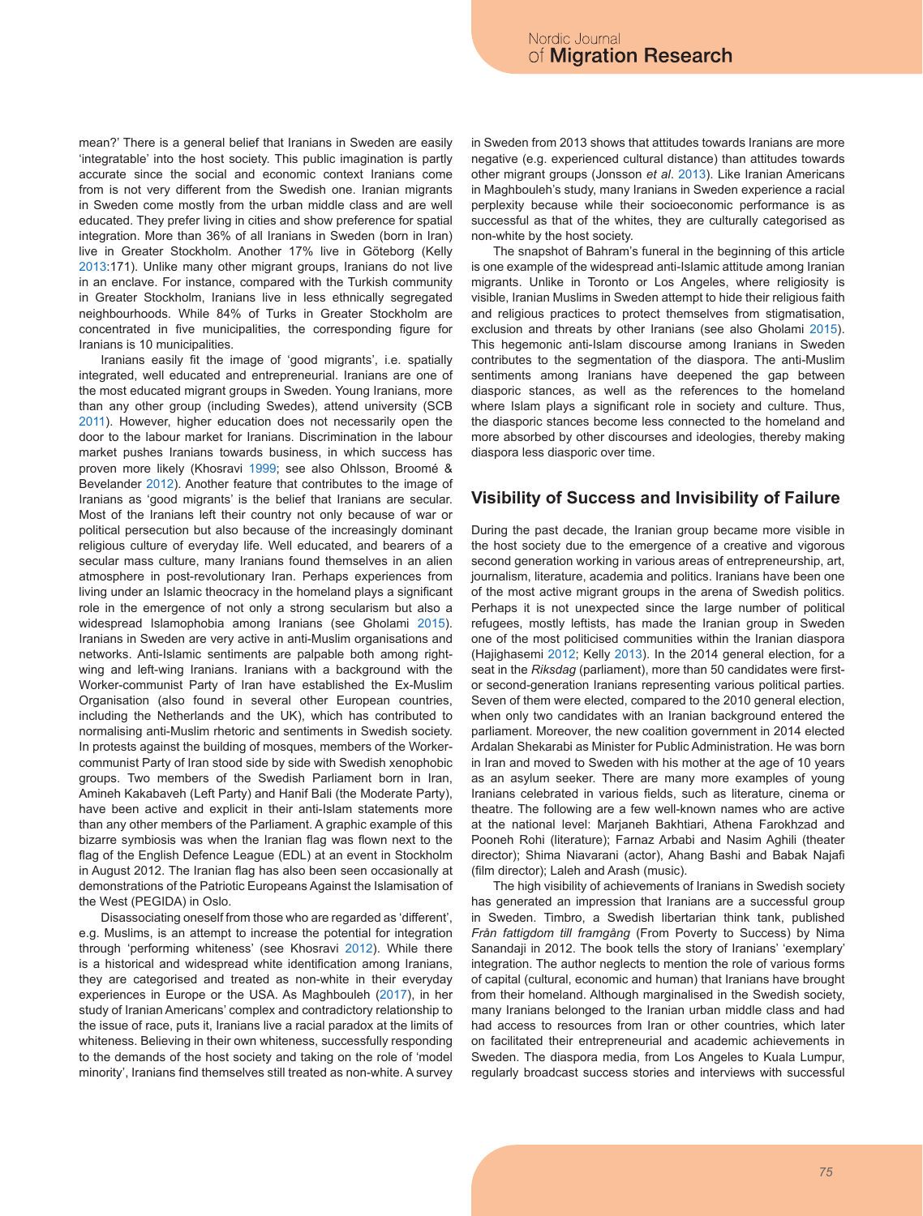mean?' There is a general belief that Iranians in Sweden are easily 'integratable' into the host society. This public imagination is partly accurate since the social and economic context Iranians come from is not very different from the Swedish one. Iranian migrants in Sweden come mostly from the urban middle class and are well educated. They prefer living in cities and show preference for spatial integration. More than 36% of all Iranians in Sweden (born in Iran) live in Greater Stockholm. Another 17% live in Göteborg (Kelly 2013:171). Unlike many other migrant groups, Iranians do not live in an enclave. For instance, compared with the Turkish community in Greater Stockholm, Iranians live in less ethnically segregated neighbourhoods. While 84% of Turks in Greater Stockholm are concentrated in five municipalities, the corresponding figure for Iranians is 10 municipalities.

Iranians easily fit the image of 'good migrants', i.e. spatially integrated, well educated and entrepreneurial. Iranians are one of the most educated migrant groups in Sweden. Young Iranians, more than any other group (including Swedes), attend university (SCB 2011). However, higher education does not necessarily open the door to the labour market for Iranians. Discrimination in the labour market pushes Iranians towards business, in which success has proven more likely (Khosravi 1999; see also Ohlsson, Broomé & Bevelander 2012). Another feature that contributes to the image of Iranians as 'good migrants' is the belief that Iranians are secular. Most of the Iranians left their country not only because of war or political persecution but also because of the increasingly dominant religious culture of everyday life. Well educated, and bearers of a secular mass culture, many Iranians found themselves in an alien atmosphere in post-revolutionary Iran. Perhaps experiences from living under an Islamic theocracy in the homeland plays a significant role in the emergence of not only a strong secularism but also a widespread Islamophobia among Iranians (see Gholami 2015). Iranians in Sweden are very active in anti-Muslim organisations and networks. Anti-Islamic sentiments are palpable both among right-wing and left-wing Iranians. Iranians with a background with the Worker-communist Party of Iran have established the Ex-Muslim Organisation (also found in several other European countries, including the Netherlands and the UK), which has contributed to normalising anti-Muslim rhetoric and sentiments in Swedish society. In protests against the building of mosques, members of the Worker-communist Party of Iran stood side by side with Swedish xenophobic groups. Two members of the Swedish Parliament born in Iran, Amineh Kakabaveh (Left Party) and Hanif Bali (the Moderate Party), have been active and explicit in their anti-Islam statements more than any other members of the Parliament. A graphic example of this bizarre symbiosis was when the Iranian flag was flown next to the flag of the English Defence League (EDL) at an event in Stockholm in August 2012. The Iranian flag has also been seen occasionally at demonstrations of the Patriotic Europeans Against the Islamisation of the West (PEGIDA) in Oslo.

Disassociating oneself from those who are regarded as 'different', e.g. Muslims, is an attempt to increase the potential for integration through 'performing whiteness' (see Khosravi 2012). While there is a historical and widespread white identification among Iranians, they are categorised and treated as non-white in their everyday experiences in Europe or the USA. As Maghbouleh (2017), in her study of Iranian Americans' complex and contradictory relationship to the issue of race, puts it, Iranians live a racial paradox at the limits of whiteness. Believing in their own whiteness, successfully responding to the demands of the host society and taking on the role of 'model minority', Iranians find themselves still treated as non-white. A survey in Sweden from 2013 shows that attitudes towards Iranians are more negative (e.g. experienced cultural distance) than attitudes towards other migrant groups (Jonsson *et al*. 2013). Like Iranian Americans in Maghbouleh's study, many Iranians in Sweden experience a racial perplexity because while their socioeconomic performance is as successful as that of the whites, they are culturally categorised as non-white by the host society.

The snapshot of Bahram's funeral in the beginning of this article is one example of the widespread anti-Islamic attitude among Iranian migrants. Unlike in Toronto or Los Angeles, where religiosity is visible, Iranian Muslims in Sweden attempt to hide their religious faith and religious practices to protect themselves from stigmatisation, exclusion and threats by other Iranians (see also Gholami 2015). This hegemonic anti-Islam discourse among Iranians in Sweden contributes to the segmentation of the diaspora. The anti-Muslim sentiments among Iranians have deepened the gap between diasporic stances, as well as the references to the homeland where Islam plays a significant role in society and culture. Thus, the diasporic stances become less connected to the homeland and more absorbed by other discourses and ideologies, thereby making diaspora less diasporic over time.

## Visibility of Success and Invisibility of Failure

During the past decade, the Iranian group became more visible in the host society due to the emergence of a creative and vigorous second generation working in various areas of entrepreneurship, art, journalism, literature, academia and politics. Iranians have been one of the most active migrant groups in the arena of Swedish politics. Perhaps it is not unexpected since the large number of political refugees, mostly leftists, has made the Iranian group in Sweden one of the most politicised communities within the Iranian diaspora (Hajighasemi 2012; Kelly 2013). In the 2014 general election, for a seat in the *Riksdag* (parliament), more than 50 candidates were first- or second-generation Iranians representing various political parties. Seven of them were elected, compared to the 2010 general election, when only two candidates with an Iranian background entered the parliament. Moreover, the new coalition government in 2014 elected Ardalan Shekarabi as Minister for Public Administration. He was born in Iran and moved to Sweden with his mother at the age of 10 years as an asylum seeker. There are many more examples of young Iranians celebrated in various fields, such as literature, cinema or theatre. The following are a few well-known names who are active at the national level: Marjaneh Bakhtiari, Athena Farokhzad and Pooneh Rohi (literature); Farnaz Arbabi and Nasim Aghili (theater director); Shima Niavarani (actor), Ahang Bashi and Babak Najafi (film director); Laleh and Arash (music).

The high visibility of achievements of Iranians in Swedish society has generated an impression that Iranians are a successful group in Sweden. Timbro, a Swedish libertarian think tank, published *Från fattigdom till framgång* (From Poverty to Success) by Nima Sanandaji in 2012. The book tells the story of Iranians' 'exemplary' integration. The author neglects to mention the role of various forms of capital (cultural, economic and human) that Iranians have brought from their homeland. Although marginalised in the Swedish society, many Iranians belonged to the Iranian urban middle class and had had access to resources from Iran or other countries, which later on facilitated their entrepreneurial and academic achievements in Sweden. The diaspora media, from Los Angeles to Kuala Lumpur, regularly broadcast success stories and interviews with successful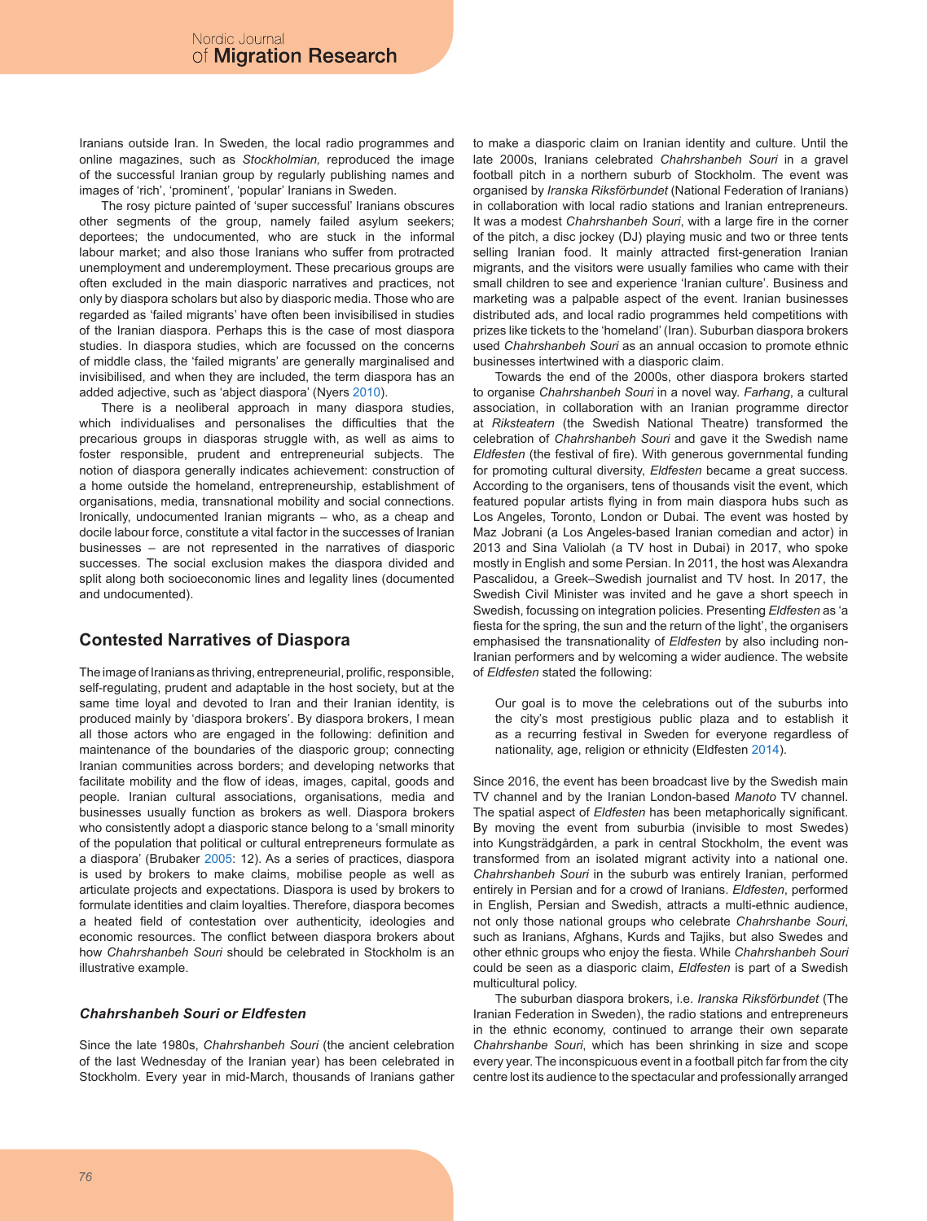Iranians outside Iran. In Sweden, the local radio programmes and online magazines, such as *Stockholmian,* reproduced the image of the successful Iranian group by regularly publishing names and images of 'rich', 'prominent', 'popular' Iranians in Sweden.

The rosy picture painted of 'super successful' Iranians obscures other segments of the group, namely failed asylum seekers; deportees; the undocumented, who are stuck in the informal labour market; and also those Iranians who suffer from protracted unemployment and underemployment. These precarious groups are often excluded in the main diasporic narratives and practices, not only by diaspora scholars but also by diasporic media. Those who are regarded as 'failed migrants' have often been invisibilised in studies of the Iranian diaspora. Perhaps this is the case of most diaspora studies. In diaspora studies, which are focussed on the concerns of middle class, the 'failed migrants' are generally marginalised and invisibilised, and when they are included, the term diaspora has an added adjective, such as 'abject diaspora' (Nyers 2010).

There is a neoliberal approach in many diaspora studies, which individualises and personalises the difficulties that the precarious groups in diasporas struggle with, as well as aims to foster responsible, prudent and entrepreneurial subjects. The notion of diaspora generally indicates achievement: construction of a home outside the homeland, entrepreneurship, establishment of organisations, media, transnational mobility and social connections. Ironically, undocumented Iranian migrants – who, as a cheap and docile labour force, constitute a vital factor in the successes of Iranian businesses – are not represented in the narratives of diasporic successes. The social exclusion makes the diaspora divided and split along both socioeconomic lines and legality lines (documented and undocumented).

## Contested Narratives of Diaspora

The image of Iranians as thriving, entrepreneurial, prolific, responsible, self-regulating, prudent and adaptable in the host society, but at the same time loyal and devoted to Iran and their Iranian identity, is produced mainly by 'diaspora brokers'. By diaspora brokers, I mean all those actors who are engaged in the following: definition and maintenance of the boundaries of the diasporic group; connecting Iranian communities across borders; and developing networks that facilitate mobility and the flow of ideas, images, capital, goods and people. Iranian cultural associations, organisations, media and businesses usually function as brokers as well. Diaspora brokers who consistently adopt a diasporic stance belong to a 'small minority of the population that political or cultural entrepreneurs formulate as a diaspora' (Brubaker 2005: 12). As a series of practices, diaspora is used by brokers to make claims, mobilise people as well as articulate projects and expectations. Diaspora is used by brokers to formulate identities and claim loyalties. Therefore, diaspora becomes a heated field of contestation over authenticity, ideologies and economic resources. The conflict between diaspora brokers about how *Chahrshanbeh Souri* should be celebrated in Stockholm is an illustrative example.

### *Chahrshanbeh Souri or Eldfesten*

Since the late 1980s, *Chahrshanbeh Souri* (the ancient celebration of the last Wednesday of the Iranian year) has been celebrated in Stockholm. Every year in mid-March, thousands of Iranians gather to make a diasporic claim on Iranian identity and culture. Until the late 2000s, Iranians celebrated *Chahrshanbeh Souri* in a gravel football pitch in a northern suburb of Stockholm. The event was organised by *Iranska Riksförbundet* (National Federation of Iranians) in collaboration with local radio stations and Iranian entrepreneurs. It was a modest *Chahrshanbeh Souri*, with a large fire in the corner of the pitch, a disc jockey (DJ) playing music and two or three tents selling Iranian food. It mainly attracted first-generation Iranian migrants, and the visitors were usually families who came with their small children to see and experience 'Iranian culture'. Business and marketing was a palpable aspect of the event. Iranian businesses distributed ads, and local radio programmes held competitions with prizes like tickets to the 'homeland' (Iran). Suburban diaspora brokers used *Chahrshanbeh Souri* as an annual occasion to promote ethnic businesses intertwined with a diasporic claim.

Towards the end of the 2000s, other diaspora brokers started to organise *Chahrshanbeh Souri* in a novel way. *Farhang*, a cultural association, in collaboration with an Iranian programme director at *Riksteatern* (the Swedish National Theatre) transformed the celebration of *Chahrshanbeh Souri* and gave it the Swedish name *Eldfesten* (the festival of fire). With generous governmental funding for promoting cultural diversity, *Eldfesten* became a great success. According to the organisers, tens of thousands visit the event, which featured popular artists flying in from main diaspora hubs such as Los Angeles, Toronto, London or Dubai. The event was hosted by Maz Jobrani (a Los Angeles-based Iranian comedian and actor) in 2013 and Sina Valiolah (a TV host in Dubai) in 2017, who spoke mostly in English and some Persian. In 2011, the host was Alexandra Pascalidou, a Greek–Swedish journalist and TV host. In 2017, the Swedish Civil Minister was invited and he gave a short speech in Swedish, focussing on integration policies. Presenting *Eldfesten* as 'a fiesta for the spring, the sun and the return of the light', the organisers emphasised the transnationality of *Eldfesten* by also including non-Iranian performers and by welcoming a wider audience. The website of *Eldfesten* stated the following:

> Our goal is to move the celebrations out of the suburbs into the city's most prestigious public plaza and to establish it as a recurring festival in Sweden for everyone regardless of nationality, age, religion or ethnicity (Eldfesten 2014).

Since 2016, the event has been broadcast live by the Swedish main TV channel and by the Iranian London-based *Manoto* TV channel. The spatial aspect of *Eldfesten* has been metaphorically significant. By moving the event from suburbia (invisible to most Swedes) into Kungsträdgården, a park in central Stockholm, the event was transformed from an isolated migrant activity into a national one. *Chahrshanbeh Souri* in the suburb was entirely Iranian, performed entirely in Persian and for a crowd of Iranians. *Eldfesten*, performed in English, Persian and Swedish, attracts a multi-ethnic audience, not only those national groups who celebrate *Chahrshanbe Souri*, such as Iranians, Afghans, Kurds and Tajiks, but also Swedes and other ethnic groups who enjoy the fiesta. While *Chahrshanbeh Souri* could be seen as a diasporic claim, *Eldfesten* is part of a Swedish multicultural policy.

The suburban diaspora brokers, i.e. *Iranska Riksförbundet* (The Iranian Federation in Sweden), the radio stations and entrepreneurs in the ethnic economy, continued to arrange their own separate *Chahrshanbe Souri*, which has been shrinking in size and scope every year. The inconspicuous event in a football pitch far from the city centre lost its audience to the spectacular and professionally arranged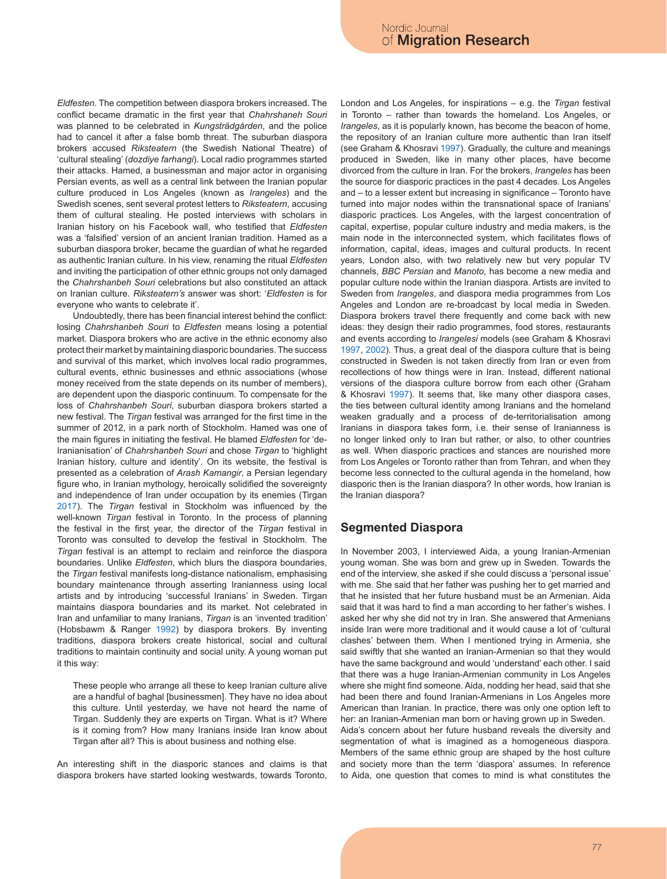*Eldfesten*. The competition between diaspora brokers increased. The conflict became dramatic in the first year that *Chahrshaneh Souri* was planned to be celebrated in *Kungsträdgården*, and the police had to cancel it after a false bomb threat. The suburban diaspora brokers accused *Riksteatern* (the Swedish National Theatre) of 'cultural stealing' (*dozdiye farhangi*). Local radio programmes started their attacks. Hamed, a businessman and major actor in organising Persian events, as well as a central link between the Iranian popular culture produced in Los Angeles (known as *Irangeles*) and the Swedish scenes, sent several protest letters to *Riksteatern*, accusing them of cultural stealing. He posted interviews with scholars in Iranian history on his Facebook wall, who testified that *Eldfesten* was a 'falsified' version of an ancient Iranian tradition. Hamed as a suburban diaspora broker, became the guardian of what he regarded as authentic Iranian culture. In his view, renaming the ritual *Eldfesten* and inviting the participation of other ethnic groups not only damaged the *Chahrshanbeh Souri* celebrations but also constituted an attack on Iranian culture. *Riksteatern's* answer was short: '*Eldfesten* is for everyone who wants to celebrate it'.

Undoubtedly, there has been financial interest behind the conflict: losing *Chahrshanbeh Souri* to *Eldfesten* means losing a potential market. Diaspora brokers who are active in the ethnic economy also protect their market by maintaining diasporic boundaries. The success and survival of this market, which involves local radio programmes, cultural events, ethnic businesses and ethnic associations (whose money received from the state depends on its number of members), are dependent upon the diasporic continuum. To compensate for the loss of *Chahrshanbeh Souri*, suburban diaspora brokers started a new festival. The *Tirgan* festival was arranged for the first time in the summer of 2012, in a park north of Stockholm. Hamed was one of the main figures in initiating the festival. He blamed *Eldfesten* for 'de-Iranianisation' of *Chahrshanbeh Souri* and chose *Tirgan* to 'highlight Iranian history, culture and identity'. On its website, the festival is presented as a celebration of *Arash Kamangir*, a Persian legendary figure who, in Iranian mythology, heroically solidified the sovereignty and independence of Iran under occupation by its enemies (Tirgan 2017). The *Tirgan* festival in Stockholm was influenced by the well-known *Tirgan* festival in Toronto. In the process of planning the festival in the first year, the director of the *Tirgan* festival in Toronto was consulted to develop the festival in Stockholm. The *Tirgan* festival is an attempt to reclaim and reinforce the diaspora boundaries. Unlike *Eldfesten*, which blurs the diaspora boundaries, the *Tirgan* festival manifests long-distance nationalism, emphasising boundary maintenance through asserting Iranianness using local artists and by introducing 'successful Iranians' in Sweden. Tirgan maintains diaspora boundaries and its market. Not celebrated in Iran and unfamiliar to many Iranians, *Tirgan* is an 'invented tradition' (Hobsbawm & Ranger 1992) by diaspora brokers. By inventing traditions, diaspora brokers create historical, social and cultural traditions to maintain continuity and social unity. A young woman put it this way:

> These people who arrange all these to keep Iranian culture alive are a handful of baghal [businessmen]. They have no idea about this culture. Until yesterday, we have not heard the name of Tirgan. Suddenly they are experts on Tirgan. What is it? Where is it coming from? How many Iranians inside Iran know about Tirgan after all? This is about business and nothing else.

An interesting shift in the diasporic stances and claims is that diaspora brokers have started looking westwards, towards Toronto, London and Los Angeles, for inspirations – e.g. the *Tirgan* festival in Toronto – rather than towards the homeland. Los Angeles, or *Irangeles*, as it is popularly known, has become the beacon of home, the repository of an Iranian culture more authentic than Iran itself (see Graham & Khosravi 1997). Gradually, the culture and meanings produced in Sweden, like in many other places, have become divorced from the culture in Iran. For the brokers, *Irangeles* has been the source for diasporic practices in the past 4 decades. Los Angeles and – to a lesser extent but increasing in significance – Toronto have turned into major nodes within the transnational space of Iranians' diasporic practices. Los Angeles, with the largest concentration of capital, expertise, popular culture industry and media makers, is the main node in the interconnected system, which facilitates flows of information, capital, ideas, images and cultural products. In recent years, London also, with two relatively new but very popular TV channels, *BBC Persian* and *Manoto,* has become a new media and popular culture node within the Iranian diaspora. Artists are invited to Sweden from *Irangeles*, and diaspora media programmes from Los Angeles and London are re-broadcast by local media in Sweden. Diaspora brokers travel there frequently and come back with new ideas: they design their radio programmes, food stores, restaurants and events according to *Irangelesi* models (see Graham & Khosravi 1997, 2002). Thus, a great deal of the diaspora culture that is being constructed in Sweden is not taken directly from Iran or even from recollections of how things were in Iran. Instead, different national versions of the diaspora culture borrow from each other (Graham & Khosravi 1997). It seems that, like many other diaspora cases, the ties between cultural identity among Iranians and the homeland weaken gradually and a process of de-territorialisation among Iranians in diaspora takes form, i.e. their sense of Iranianness is no longer linked only to Iran but rather, or also, to other countries as well. When diasporic practices and stances are nourished more from Los Angeles or Toronto rather than from Tehran, and when they become less connected to the cultural agenda in the homeland, how diasporic then is the Iranian diaspora? In other words, how Iranian is the Iranian diaspora?

## Segmented Diaspora

In November 2003, I interviewed Aida, a young Iranian-Armenian young woman. She was born and grew up in Sweden. Towards the end of the interview, she asked if she could discuss a 'personal issue' with me. She said that her father was pushing her to get married and that he insisted that her future husband must be an Armenian. Aida said that it was hard to find a man according to her father's wishes. I asked her why she did not try in Iran. She answered that Armenians inside Iran were more traditional and it would cause a lot of 'cultural clashes' between them. When I mentioned trying in Armenia, she said swiftly that she wanted an Iranian-Armenian so that they would have the same background and would 'understand' each other. I said that there was a huge Iranian-Armenian community in Los Angeles where she might find someone. Aida, nodding her head, said that she had been there and found Iranian-Armenians in Los Angeles more American than Iranian. In practice, there was only one option left to her: an Iranian-Armenian man born or having grown up in Sweden.

Aida's concern about her future husband reveals the diversity and segmentation of what is imagined as a homogeneous diaspora. Members of the same ethnic group are shaped by the host culture and society more than the term 'diaspora' assumes. In reference to Aida, one question that comes to mind is what constitutes the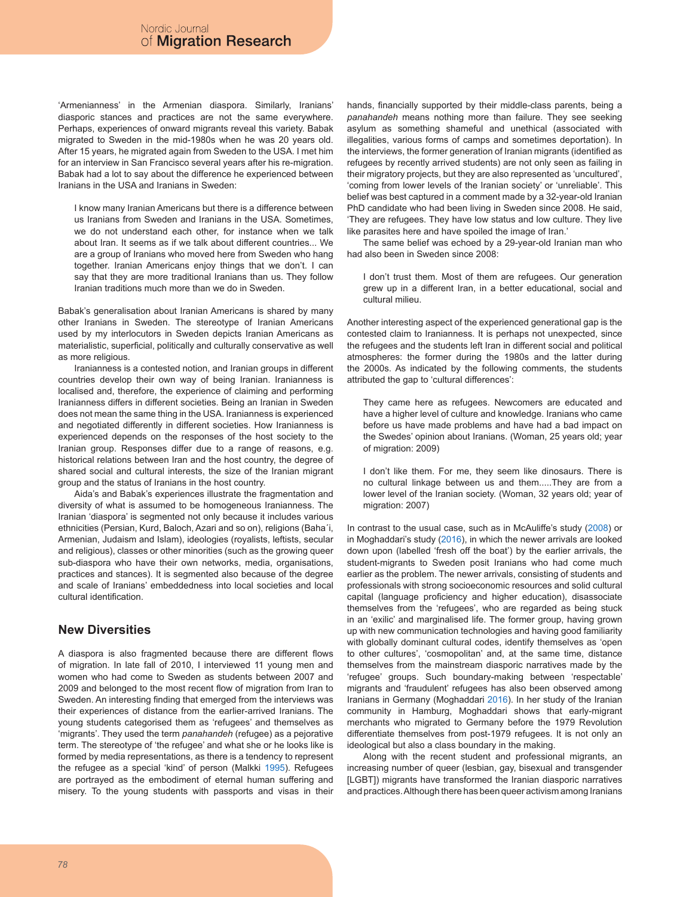'Armenianness' in the Armenian diaspora. Similarly, Iranians' diasporic stances and practices are not the same everywhere. Perhaps, experiences of onward migrants reveal this variety. Babak migrated to Sweden in the mid-1980s when he was 20 years old. After 15 years, he migrated again from Sweden to the USA. I met him for an interview in San Francisco several years after his re-migration. Babak had a lot to say about the difference he experienced between Iranians in the USA and Iranians in Sweden:

> I know many Iranian Americans but there is a difference between us Iranians from Sweden and Iranians in the USA. Sometimes, we do not understand each other, for instance when we talk about Iran. It seems as if we talk about different countries... We are a group of Iranians who moved here from Sweden who hang together. Iranian Americans enjoy things that we don't. I can say that they are more traditional Iranians than us. They follow Iranian traditions much more than we do in Sweden.

Babak's generalisation about Iranian Americans is shared by many other Iranians in Sweden. The stereotype of Iranian Americans used by my interlocutors in Sweden depicts Iranian Americans as materialistic, superficial, politically and culturally conservative as well as more religious.

Iranianness is a contested notion, and Iranian groups in different countries develop their own way of being Iranian. Iranianness is localised and, therefore, the experience of claiming and performing Iranianness differs in different societies. Being an Iranian in Sweden does not mean the same thing in the USA. Iranianness is experienced and negotiated differently in different societies. How Iranianness is experienced depends on the responses of the host society to the Iranian group. Responses differ due to a range of reasons, e.g. historical relations between Iran and the host country, the degree of shared social and cultural interests, the size of the Iranian migrant group and the status of Iranians in the host country.

Aida's and Babak's experiences illustrate the fragmentation and diversity of what is assumed to be homogeneous Iranianness. The Iranian 'diaspora' is segmented not only because it includes various ethnicities (Persian, Kurd, Baloch, Azari and so on), religions (Baha´i, Armenian, Judaism and Islam), ideologies (royalists, leftists, secular and religious), classes or other minorities (such as the growing queer sub-diaspora who have their own networks, media, organisations, practices and stances). It is segmented also because of the degree and scale of Iranians' embeddedness into local societies and local cultural identification.

## New Diversities

A diaspora is also fragmented because there are different flows of migration. In late fall of 2010, I interviewed 11 young men and women who had come to Sweden as students between 2007 and 2009 and belonged to the most recent flow of migration from Iran to Sweden. An interesting finding that emerged from the interviews was their experiences of distance from the earlier-arrived Iranians. The young students categorised them as 'refugees' and themselves as 'migrants'. They used the term *panahandeh* (refugee) as a pejorative term. The stereotype of 'the refugee' and what she or he looks like is formed by media representations, as there is a tendency to represent the refugee as a special 'kind' of person (Malkki 1995). Refugees are portrayed as the embodiment of eternal human suffering and misery. To the young students with passports and visas in their hands, financially supported by their middle-class parents, being a *panahandeh* means nothing more than failure. They see seeking asylum as something shameful and unethical (associated with illegalities, various forms of camps and sometimes deportation). In the interviews, the former generation of Iranian migrants (identified as refugees by recently arrived students) are not only seen as failing in their migratory projects, but they are also represented as 'uncultured', 'coming from lower levels of the Iranian society' or 'unreliable'. This belief was best captured in a comment made by a 32-year-old Iranian PhD candidate who had been living in Sweden since 2008. He said, 'They are refugees. They have low status and low culture. They live like parasites here and have spoiled the image of Iran.'

The same belief was echoed by a 29-year-old Iranian man who had also been in Sweden since 2008:

> I don't trust them. Most of them are refugees. Our generation grew up in a different Iran, in a better educational, social and cultural milieu.

Another interesting aspect of the experienced generational gap is the contested claim to Iranianness. It is perhaps not unexpected, since the refugees and the students left Iran in different social and political atmospheres: the former during the 1980s and the latter during the 2000s. As indicated by the following comments, the students attributed the gap to 'cultural differences':

> They came here as refugees. Newcomers are educated and have a higher level of culture and knowledge. Iranians who came before us have made problems and have had a bad impact on the Swedes' opinion about Iranians. (Woman, 25 years old; year of migration: 2009)

> I don't like them. For me, they seem like dinosaurs. There is no cultural linkage between us and them.....They are from a lower level of the Iranian society. (Woman, 32 years old; year of migration: 2007)

In contrast to the usual case, such as in McAuliffe's study (2008) or in Moghaddari's study (2016), in which the newer arrivals are looked down upon (labelled 'fresh off the boat') by the earlier arrivals, the student-migrants to Sweden posit Iranians who had come much earlier as the problem. The newer arrivals, consisting of students and professionals with strong socioeconomic resources and solid cultural capital (language proficiency and higher education), disassociate themselves from the 'refugees', who are regarded as being stuck in an 'exilic' and marginalised life. The former group, having grown up with new communication technologies and having good familiarity with globally dominant cultural codes, identify themselves as 'open to other cultures', 'cosmopolitan' and, at the same time, distance themselves from the mainstream diasporic narratives made by the 'refugee' groups. Such boundary-making between 'respectable' migrants and 'fraudulent' refugees has also been observed among Iranians in Germany (Moghaddari 2016). In her study of the Iranian community in Hamburg, Moghaddari shows that early-migrant merchants who migrated to Germany before the 1979 Revolution differentiate themselves from post-1979 refugees. It is not only an ideological but also a class boundary in the making.

Along with the recent student and professional migrants, an increasing number of queer (lesbian, gay, bisexual and transgender [LGBT]) migrants have transformed the Iranian diasporic narratives and practices. Although there has been queer activism among Iranians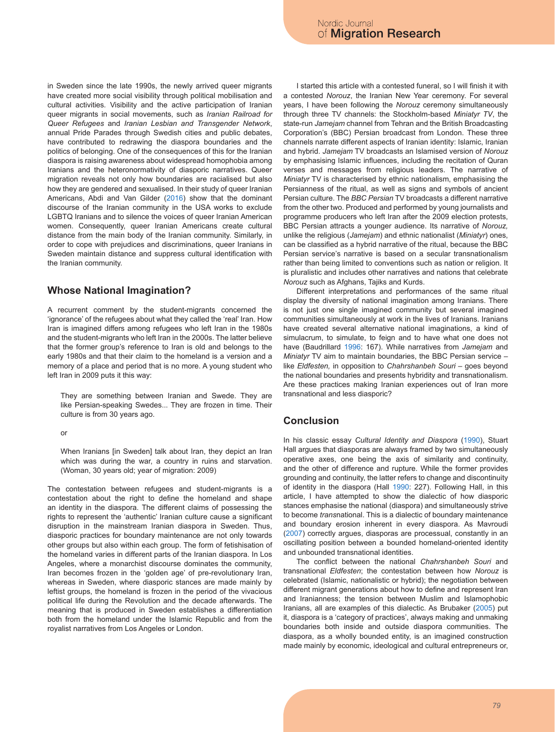in Sweden since the late 1990s, the newly arrived queer migrants have created more social visibility through political mobilisation and cultural activities. Visibility and the active participation of Iranian queer migrants in social movements, such as *Iranian Railroad for Queer Refugees* and *Iranian Lesbian and Transgender Network*, annual Pride Parades through Swedish cities and public debates, have contributed to redrawing the diaspora boundaries and the politics of belonging. One of the consequences of this for the Iranian diaspora is raising awareness about widespread homophobia among Iranians and the heteronormativity of diasporic narratives. Queer migration reveals not only how boundaries are racialised but also how they are gendered and sexualised. In their study of queer Iranian Americans, Abdi and Van Gilder (2016) show that the dominant discourse of the Iranian community in the USA works to exclude LGBTQ Iranians and to silence the voices of queer Iranian American women. Consequently, queer Iranian Americans create cultural distance from the main body of the Iranian community. Similarly, in order to cope with prejudices and discriminations, queer Iranians in Sweden maintain distance and suppress cultural identification with the Iranian community.

## Whose National Imagination?

A recurrent comment by the student-migrants concerned the 'ignorance' of the refugees about what they called the 'real' Iran. How Iran is imagined differs among refugees who left Iran in the 1980s and the student-migrants who left Iran in the 2000s. The latter believe that the former group's reference to Iran is old and belongs to the early 1980s and that their claim to the homeland is a version and a memory of a place and period that is no more. A young student who left Iran in 2009 puts it this way:

> They are something between Iranian and Swede. They are like Persian-speaking Swedes... They are frozen in time. Their culture is from 30 years ago.

> or

> When Iranians [in Sweden] talk about Iran, they depict an Iran which was during the war, a country in ruins and starvation. (Woman, 30 years old; year of migration: 2009)

The contestation between refugees and student-migrants is a contestation about the right to define the homeland and shape an identity in the diaspora. The different claims of possessing the rights to represent the 'authentic' Iranian culture cause a significant disruption in the mainstream Iranian diaspora in Sweden. Thus, diasporic practices for boundary maintenance are not only towards other groups but also within each group. The form of fetishisation of the homeland varies in different parts of the Iranian diaspora. In Los Angeles, where a monarchist discourse dominates the community, Iran becomes frozen in the 'golden age' of pre-revolutionary Iran, whereas in Sweden, where diasporic stances are made mainly by leftist groups, the homeland is frozen in the period of the vivacious political life during the Revolution and the decade afterwards. The meaning that is produced in Sweden establishes a differentiation both from the homeland under the Islamic Republic and from the royalist narratives from Los Angeles or London.

I started this article with a contested funeral, so I will finish it with a contested *Norouz*, the Iranian New Year ceremony. For several years, I have been following the *Norouz* ceremony simultaneously through three TV channels: the Stockholm-based *Miniatyr TV*, the state-run *Jamejam* channel from Tehran and the British Broadcasting Corporation's (BBC) Persian broadcast from London. These three channels narrate different aspects of Iranian identity: Islamic, Iranian and hybrid. *Jamejam* TV broadcasts an Islamised version of *Norouz* by emphasising Islamic influences, including the recitation of Quran verses and messages from religious leaders. The narrative of *Miniatyr* TV is characterised by ethnic nationalism, emphasising the Persianness of the ritual, as well as signs and symbols of ancient Persian culture. The *BBC Persian* TV broadcasts a different narrative from the other two. Produced and performed by young journalists and programme producers who left Iran after the 2009 election protests, BBC Persian attracts a younger audience. Its narrative of *Norouz,* unlike the religious (*Jamejam*) and ethnic nationalist (*Miniatyr*) ones, can be classified as a hybrid narrative of the ritual, because the BBC Persian service's narrative is based on a secular transnationalism rather than being limited to conventions such as nation or religion. It is pluralistic and includes other narratives and nations that celebrate *Norouz* such as Afghans, Tajiks and Kurds.

Different interpretations and performances of the same ritual display the diversity of national imagination among Iranians. There is not just one single imagined community but several imagined communities simultaneously at work in the lives of Iranians. Iranians have created several alternative national imaginations, a kind of simulacrum, to simulate, to feign and to have what one does not have (Baudrillard 1996: 167). While narratives from *Jamejam* and *Miniatyr* TV aim to maintain boundaries, the BBC Persian service – like *Eldfesten,* in opposition to *Chahrshanbeh Souri* – goes beyond the national boundaries and presents hybridity and transnationalism. Are these practices making Iranian experiences out of Iran more transnational and less diasporic?

## Conclusion

In his classic essay *Cultural Identity and Diaspora* (1990), Stuart Hall argues that diasporas are always framed by two simultaneously operative axes, one being the axis of similarity and continuity, and the other of difference and rupture. While the former provides grounding and continuity, the latter refers to change and discontinuity of identity in the diaspora (Hall 1990: 227). Following Hall, in this article, I have attempted to show the dialectic of how diasporic stances emphasise the national (diaspora) and simultaneously strive to become *trans*national. This is a dialectic of boundary maintenance and boundary erosion inherent in every diaspora. As Mavroudi (2007) correctly argues, diasporas are processual, constantly in an oscillating position between a bounded homeland-oriented identity and unbounded transnational identities.

The conflict between the national *Chahrshanbeh Souri* and transnational *Eldfesten*; the contestation between how *Norouz* is celebrated (Islamic, nationalistic or hybrid); the negotiation between different migrant generations about how to define and represent Iran and Iranianness; the tension between Muslim and Islamophobic Iranians, all are examples of this dialectic. As Brubaker (2005) put it, diaspora is a 'category of practices', always making and unmaking boundaries both inside and outside diaspora communities. The diaspora, as a wholly bounded entity, is an imagined construction made mainly by economic, ideological and cultural entrepreneurs or,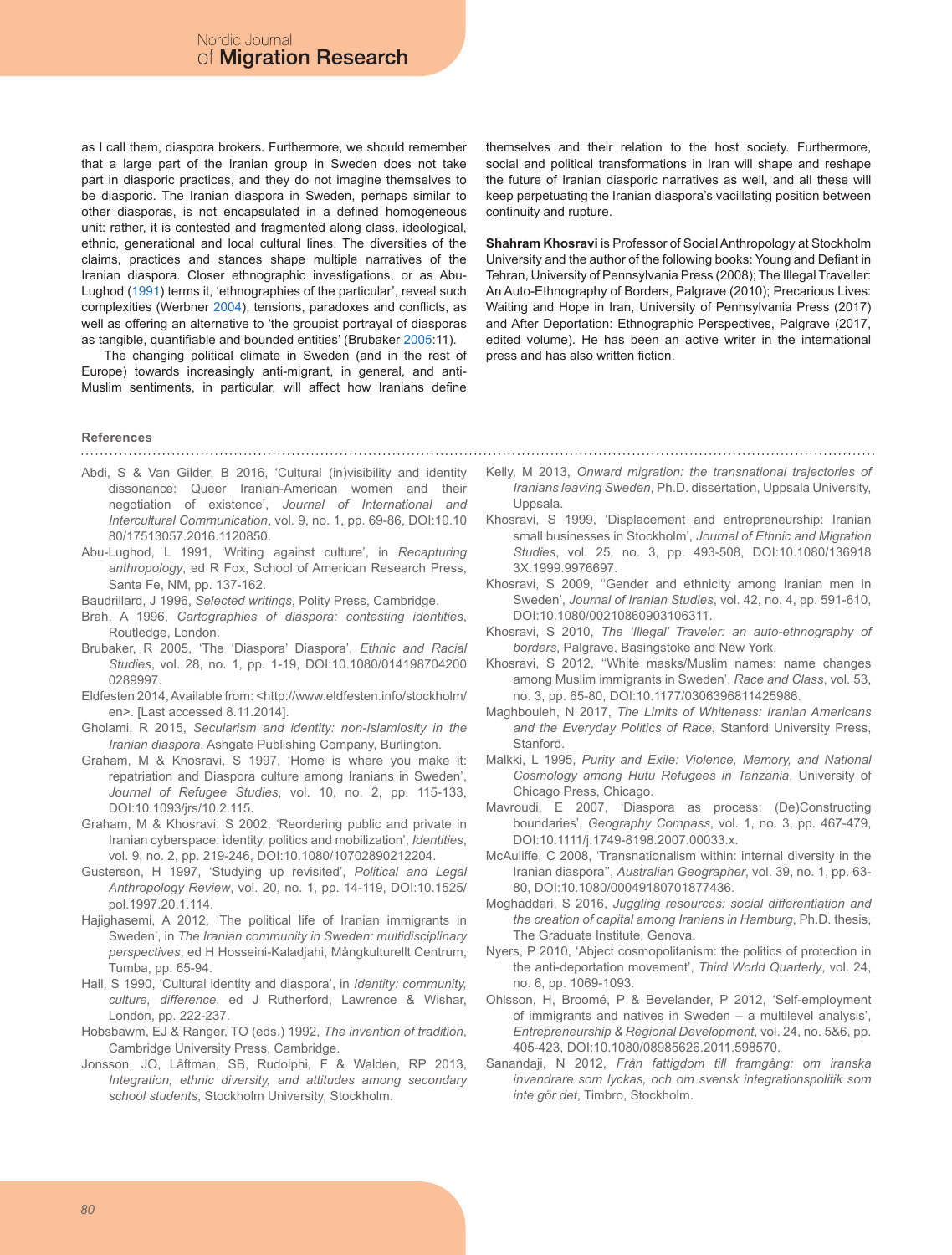as I call them, diaspora brokers. Furthermore, we should remember that a large part of the Iranian group in Sweden does not take part in diasporic practices, and they do not imagine themselves to be diasporic. The Iranian diaspora in Sweden, perhaps similar to other diasporas, is not encapsulated in a defined homogeneous unit: rather, it is contested and fragmented along class, ideological, ethnic, generational and local cultural lines. The diversities of the claims, practices and stances shape multiple narratives of the Iranian diaspora. Closer ethnographic investigations, or as Abu-Lughod (1991) terms it, 'ethnographies of the particular', reveal such complexities (Werbner 2004), tensions, paradoxes and conflicts, as well as offering an alternative to 'the groupist portrayal of diasporas as tangible, quantifiable and bounded entities' (Brubaker 2005:11).

The changing political climate in Sweden (and in the rest of Europe) towards increasingly anti-migrant, in general, and anti-Muslim sentiments, in particular, will affect how Iranians define themselves and their relation to the host society. Furthermore, social and political transformations in Iran will shape and reshape the future of Iranian diasporic narratives as well, and all these will keep perpetuating the Iranian diaspora's vacillating position between continuity and rupture.

**Shahram Khosravi** is Professor of Social Anthropology at Stockholm University and the author of the following books: Young and Defiant in Tehran, University of Pennsylvania Press (2008); The Illegal Traveller: An Auto-Ethnography of Borders, Palgrave (2010); Precarious Lives: Waiting and Hope in Iran, University of Pennsylvania Press (2017) and After Deportation: Ethnographic Perspectives, Palgrave (2017, edited volume). He has been an active writer in the international press and has also written fiction.

## References

Abdi, S & Van Gilder, B 2016, 'Cultural (in)visibility and identity dissonance: Queer Iranian-American women and their negotiation of existence', *Journal of International and Intercultural Communication*, vol. 9, no. 1, pp. 69-86, DOI:10.1080/17513057.2016.1120850.

Abu-Lughod, L 1991, 'Writing against culture', in *Recapturing anthropology*, ed R Fox, School of American Research Press, Santa Fe, NM, pp. 137-162.

Baudrillard, J 1996, *Selected writings*, Polity Press, Cambridge.

Brah, A 1996, *Cartographies of diaspora: contesting identities*, Routledge, London.

Brubaker, R 2005, 'The 'Diaspora' Diaspora', *Ethnic and Racial Studies*, vol. 28, no. 1, pp. 1-19, DOI:10.1080/0141987042000289997.

Eldfesten 2014, Available from: <http://www.eldfesten.info/stockholm/en>. [Last accessed 8.11.2014].

Gholami, R 2015, *Secularism and identity: non-Islamiosity in the Iranian diaspora*, Ashgate Publishing Company, Burlington.

Graham, M & Khosravi, S 1997, 'Home is where you make it: repatriation and Diaspora culture among Iranians in Sweden', *Journal of Refugee Studies*, vol. 10, no. 2, pp. 115-133, DOI:10.1093/jrs/10.2.115.

Graham, M & Khosravi, S 2002, 'Reordering public and private in Iranian cyberspace: identity, politics and mobilization', *Identities*, vol. 9, no. 2, pp. 219-246, DOI:10.1080/10702890212204.

Gusterson, H 1997, 'Studying up revisited', *Political and Legal Anthropology Review*, vol. 20, no. 1, pp. 14-119, DOI:10.1525/pol.1997.20.1.114.

Hajighasemi, A 2012, 'The political life of Iranian immigrants in Sweden', in *The Iranian community in Sweden: multidisciplinary perspectives*, ed H Hosseini-Kaladjahi, Mångkulturellt Centrum, Tumba, pp. 65-94.

Hall, S 1990, 'Cultural identity and diaspora', in *Identity: community, culture, difference*, ed J Rutherford, Lawrence & Wishar, London, pp. 222-237.

Hobsbawm, EJ & Ranger, TO (eds.) 1992, *The invention of tradition*, Cambridge University Press, Cambridge.

Jonsson, JO, Låftman, SB, Rudolphi, F & Walden, RP 2013, *Integration, ethnic diversity, and attitudes among secondary school students*, Stockholm University, Stockholm.

Kelly, M 2013, *Onward migration: the transnational trajectories of Iranians leaving Sweden*, Ph.D. dissertation, Uppsala University, Uppsala.

Khosravi, S 1999, 'Displacement and entrepreneurship: Iranian small businesses in Stockholm', *Journal of Ethnic and Migration Studies*, vol. 25, no. 3, pp. 493-508, DOI:10.1080/1369183X.1999.9976697.

Khosravi, S 2009, ''Gender and ethnicity among Iranian men in Sweden', *Journal of Iranian Studies*, vol. 42, no. 4, pp. 591-610, DOI:10.1080/00210860903106311.

Khosravi, S 2010, *The 'Illegal' Traveler: an auto-ethnography of borders*, Palgrave, Basingstoke and New York.

Khosravi, S 2012, ''White masks/Muslim names: name changes among Muslim immigrants in Sweden', *Race and Class*, vol. 53, no. 3, pp. 65-80, DOI:10.1177/0306396811425986.

Maghbouleh, N 2017, *The Limits of Whiteness: Iranian Americans and the Everyday Politics of Race*, Stanford University Press, Stanford.

Malkki, L 1995, *Purity and Exile: Violence, Memory, and National Cosmology among Hutu Refugees in Tanzania*, University of Chicago Press, Chicago.

Mavroudi, E 2007, 'Diaspora as process: (De)Constructing boundaries', *Geography Compass*, vol. 1, no. 3, pp. 467-479, DOI:10.1111/j.1749-8198.2007.00033.x.

McAuliffe, C 2008, 'Transnationalism within: internal diversity in the Iranian diaspora'', *Australian Geographer*, vol. 39, no. 1, pp. 63-80, DOI:10.1080/00049180701877436.

Moghaddari, S 2016, *Juggling resources: social differentiation and the creation of capital among Iranians in Hamburg*, Ph.D. thesis, The Graduate Institute, Genova.

Nyers, P 2010, 'Abject cosmopolitanism: the politics of protection in the anti-deportation movement', *Third World Quarterly*, vol. 24, no. 6, pp. 1069-1093.

Ohlsson, H, Broomé, P & Bevelander, P 2012, 'Self-employment of immigrants and natives in Sweden – a multilevel analysis', *Entrepreneurship & Regional Development*, vol. 24, no. 5&6, pp. 405-423, DOI:10.1080/08985626.2011.598570.

Sanandaji, N 2012, *Från fattigdom till framgång: om iranska invandrare som lyckas, och om svensk integrationspolitik som inte gör det*, Timbro, Stockholm.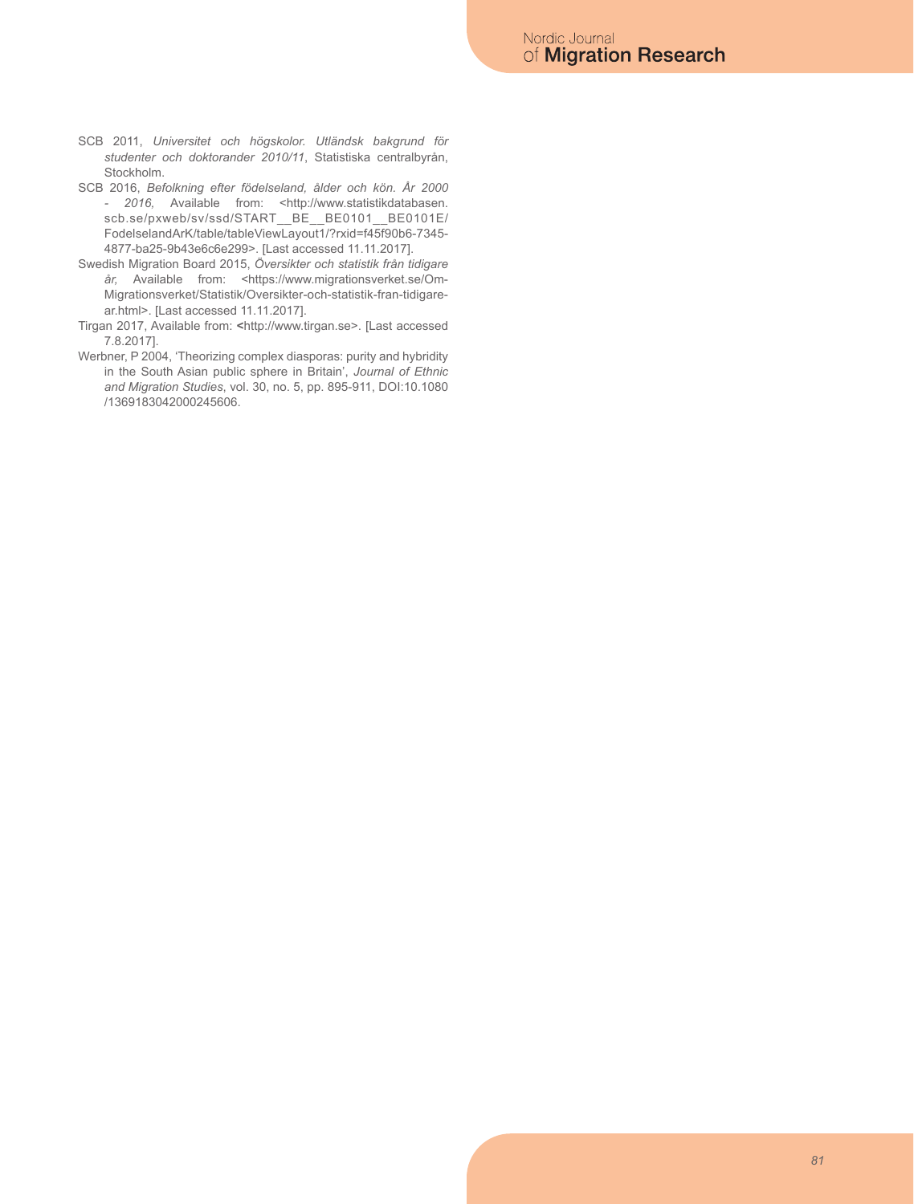SCB 2011, *Universitet och högskolor. Utländsk bakgrund för studenter och doktorander 2010/11*, Statistiska centralbyrån, Stockholm.

SCB 2016, *Befolkning efter födelseland, ålder och kön. År 2000 - 2016,* Available from: <http://www.statistikdatabasen.scb.se/pxweb/sv/ssd/START__BE__BE0101__BE0101E/FodelselandArK/table/tableViewLayout1/?rxid=f45f90b6-7345-4877-ba25-9b43e6c6e299>. [Last accessed 11.11.2017].

Swedish Migration Board 2015, *Översikter och statistik från tidigare år,* Available from: <https://www.migrationsverket.se/Om-Migrationsverket/Statistik/Oversikter-och-statistik-fran-tidigare-ar.html>. [Last accessed 11.11.2017].

Tirgan 2017, Available from: <http://www.tirgan.se>. [Last accessed 7.8.2017].

Werbner, P 2004, 'Theorizing complex diasporas: purity and hybridity in the South Asian public sphere in Britain', *Journal of Ethnic and Migration Studies*, vol. 30, no. 5, pp. 895-911, DOI:10.1080/1369183042000245606.